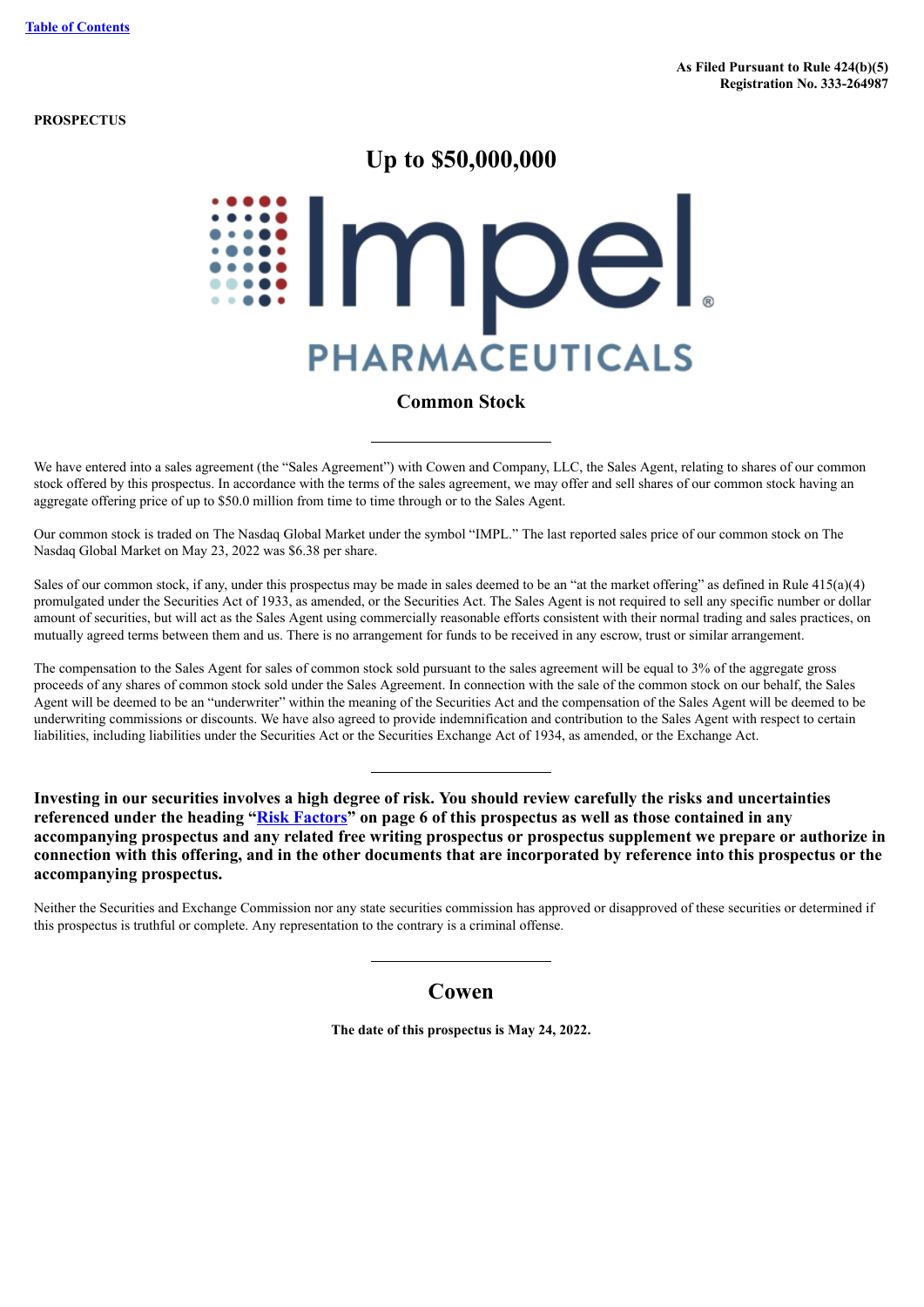[Table of Contents](#)

**As Filed Pursuant to Rule 424(b)(5)**
**Registration No. 333-264987**

**PROSPECTUS**

# Up to $50,000,000

Impel PHARMACEUTICALS

## Common Stock

---

We have entered into a sales agreement (the "Sales Agreement") with Cowen and Company, LLC, the Sales Agent, relating to shares of our common stock offered by this prospectus. In accordance with the terms of the sales agreement, we may offer and sell shares of our common stock having an aggregate offering price of up to $50.0 million from time to time through or to the Sales Agent.

Our common stock is traded on The Nasdaq Global Market under the symbol "IMPL." The last reported sales price of our common stock on The Nasdaq Global Market on May 23, 2022 was $6.38 per share.

Sales of our common stock, if any, under this prospectus may be made in sales deemed to be an "at the market offering" as defined in Rule 415(a)(4) promulgated under the Securities Act of 1933, as amended, or the Securities Act. The Sales Agent is not required to sell any specific number or dollar amount of securities, but will act as the Sales Agent using commercially reasonable efforts consistent with their normal trading and sales practices, on mutually agreed terms between them and us. There is no arrangement for funds to be received in any escrow, trust or similar arrangement.

The compensation to the Sales Agent for sales of common stock sold pursuant to the sales agreement will be equal to 3% of the aggregate gross proceeds of any shares of common stock sold under the Sales Agreement. In connection with the sale of the common stock on our behalf, the Sales Agent will be deemed to be an "underwriter" within the meaning of the Securities Act and the compensation of the Sales Agent will be deemed to be underwriting commissions or discounts. We have also agreed to provide indemnification and contribution to the Sales Agent with respect to certain liabilities, including liabilities under the Securities Act or the Securities Exchange Act of 1934, as amended, or the Exchange Act.

---

**Investing in our securities involves a high degree of risk. You should review carefully the risks and uncertainties referenced under the heading "[Risk Factors](#)" on page 6 of this prospectus as well as those contained in any accompanying prospectus and any related free writing prospectus or prospectus supplement we prepare or authorize in connection with this offering, and in the other documents that are incorporated by reference into this prospectus or the accompanying prospectus.**

Neither the Securities and Exchange Commission nor any state securities commission has approved or disapproved of these securities or determined if this prospectus is truthful or complete. Any representation to the contrary is a criminal offense.

---

## Cowen

**The date of this prospectus is May 24, 2022.**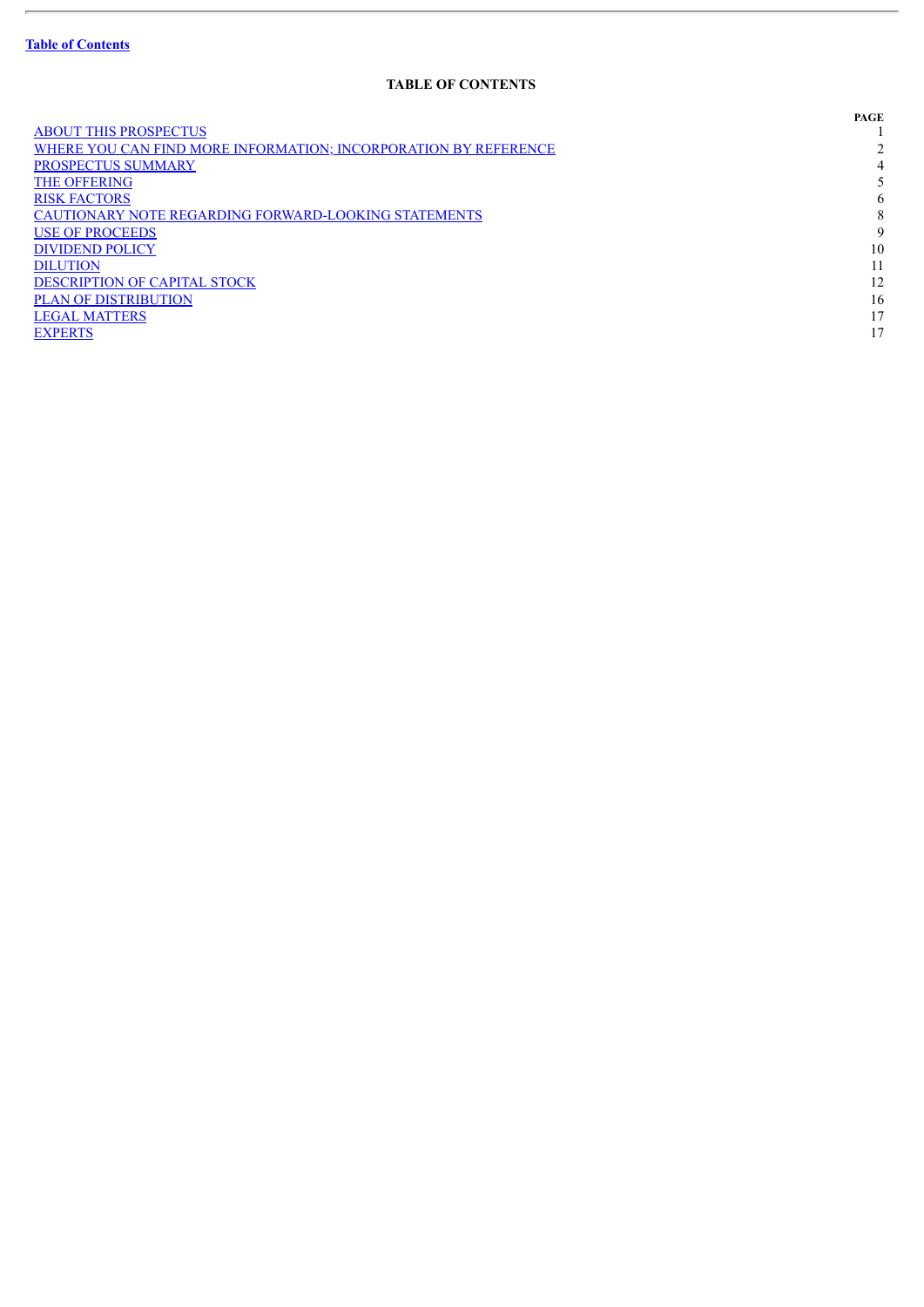[Table of Contents](#)

# TABLE OF CONTENTS

| | PAGE |
|---|---|
| [ABOUT THIS PROSPECTUS](#) | 1 |
| [WHERE YOU CAN FIND MORE INFORMATION; INCORPORATION BY REFERENCE](#) | 2 |
| [PROSPECTUS SUMMARY](#) | 4 |
| [THE OFFERING](#) | 5 |
| [RISK FACTORS](#) | 6 |
| [CAUTIONARY NOTE REGARDING FORWARD-LOOKING STATEMENTS](#) | 8 |
| [USE OF PROCEEDS](#) | 9 |
| [DIVIDEND POLICY](#) | 10 |
| [DILUTION](#) | 11 |
| [DESCRIPTION OF CAPITAL STOCK](#) | 12 |
| [PLAN OF DISTRIBUTION](#) | 16 |
| [LEGAL MATTERS](#) | 17 |
| [EXPERTS](#) | 17 |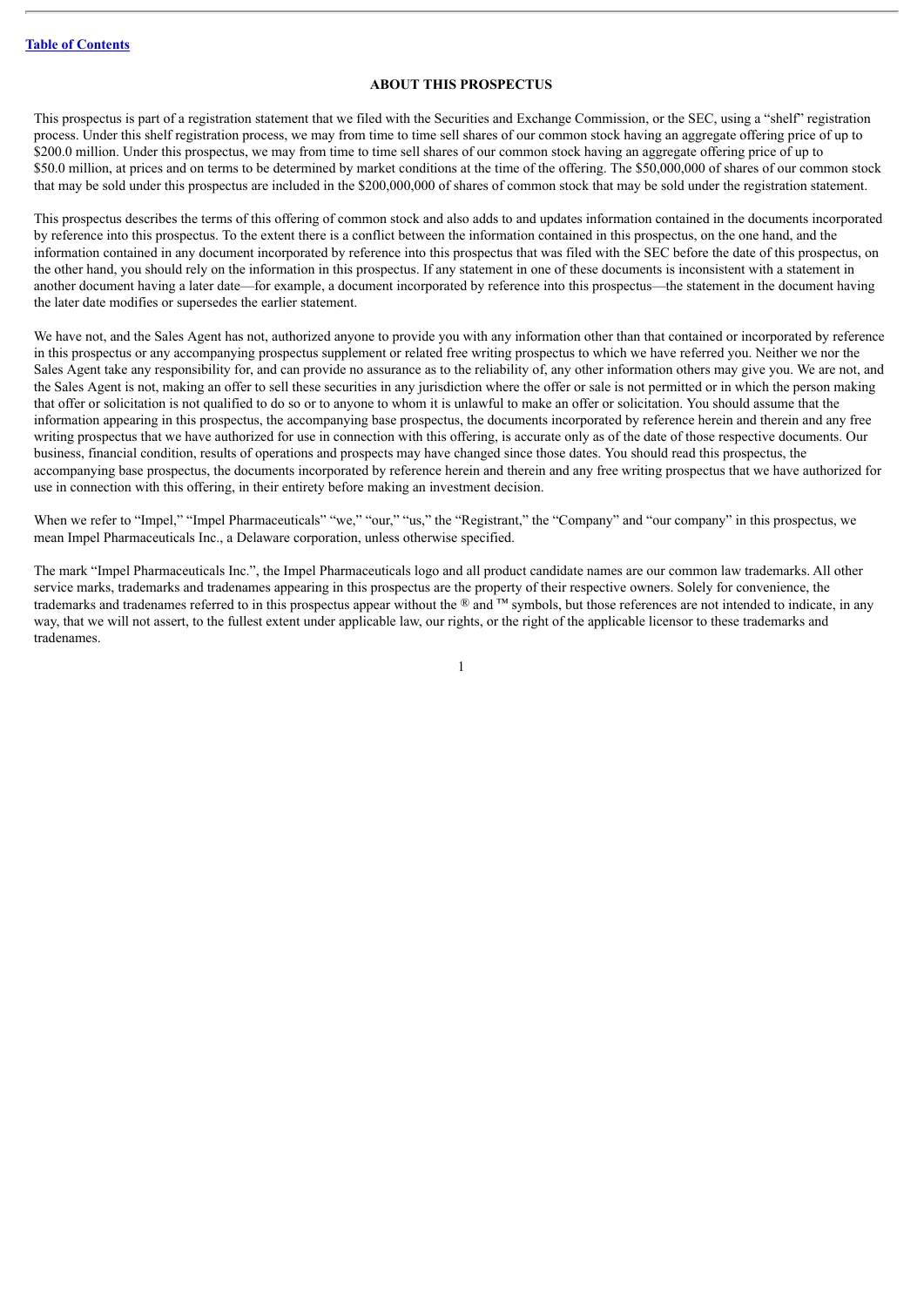## ABOUT THIS PROSPECTUS

This prospectus is part of a registration statement that we filed with the Securities and Exchange Commission, or the SEC, using a "shelf" registration process. Under this shelf registration process, we may from time to time sell shares of our common stock having an aggregate offering price of up to $200.0 million. Under this prospectus, we may from time to time sell shares of our common stock having an aggregate offering price of up to $50.0 million, at prices and on terms to be determined by market conditions at the time of the offering. The $50,000,000 of shares of our common stock that may be sold under this prospectus are included in the $200,000,000 of shares of common stock that may be sold under the registration statement.

This prospectus describes the terms of this offering of common stock and also adds to and updates information contained in the documents incorporated by reference into this prospectus. To the extent there is a conflict between the information contained in this prospectus, on the one hand, and the information contained in any document incorporated by reference into this prospectus that was filed with the SEC before the date of this prospectus, on the other hand, you should rely on the information in this prospectus. If any statement in one of these documents is inconsistent with a statement in another document having a later date—for example, a document incorporated by reference into this prospectus—the statement in the document having the later date modifies or supersedes the earlier statement.

We have not, and the Sales Agent has not, authorized anyone to provide you with any information other than that contained or incorporated by reference in this prospectus or any accompanying prospectus supplement or related free writing prospectus to which we have referred you. Neither we nor the Sales Agent take any responsibility for, and can provide no assurance as to the reliability of, any other information others may give you. We are not, and the Sales Agent is not, making an offer to sell these securities in any jurisdiction where the offer or sale is not permitted or in which the person making that offer or solicitation is not qualified to do so or to anyone to whom it is unlawful to make an offer or solicitation. You should assume that the information appearing in this prospectus, the accompanying base prospectus, the documents incorporated by reference herein and therein and any free writing prospectus that we have authorized for use in connection with this offering, is accurate only as of the date of those respective documents. Our business, financial condition, results of operations and prospects may have changed since those dates. You should read this prospectus, the accompanying base prospectus, the documents incorporated by reference herein and therein and any free writing prospectus that we have authorized for use in connection with this offering, in their entirety before making an investment decision.

When we refer to "Impel," "Impel Pharmaceuticals" "we," "our," "us," the "Registrant," the "Company" and "our company" in this prospectus, we mean Impel Pharmaceuticals Inc., a Delaware corporation, unless otherwise specified.

The mark "Impel Pharmaceuticals Inc.", the Impel Pharmaceuticals logo and all product candidate names are our common law trademarks. All other service marks, trademarks and tradenames appearing in this prospectus are the property of their respective owners. Solely for convenience, the trademarks and tradenames referred to in this prospectus appear without the ® and ™ symbols, but those references are not intended to indicate, in any way, that we will not assert, to the fullest extent under applicable law, our rights, or the right of the applicable licensor to these trademarks and tradenames.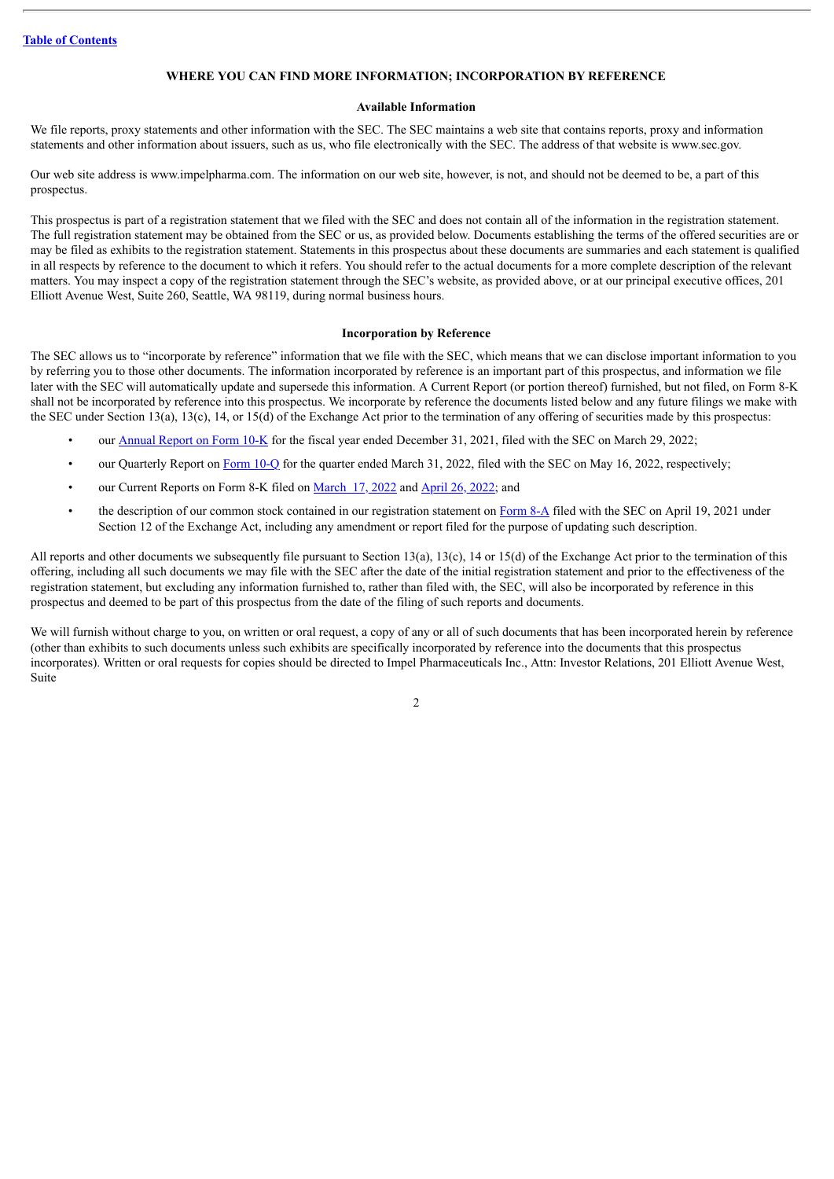## WHERE YOU CAN FIND MORE INFORMATION; INCORPORATION BY REFERENCE

### Available Information

We file reports, proxy statements and other information with the SEC. The SEC maintains a web site that contains reports, proxy and information statements and other information about issuers, such as us, who file electronically with the SEC. The address of that website is www.sec.gov.

Our web site address is www.impelpharma.com. The information on our web site, however, is not, and should not be deemed to be, a part of this prospectus.

This prospectus is part of a registration statement that we filed with the SEC and does not contain all of the information in the registration statement. The full registration statement may be obtained from the SEC or us, as provided below. Documents establishing the terms of the offered securities are or may be filed as exhibits to the registration statement. Statements in this prospectus about these documents are summaries and each statement is qualified in all respects by reference to the document to which it refers. You should refer to the actual documents for a more complete description of the relevant matters. You may inspect a copy of the registration statement through the SEC's website, as provided above, or at our principal executive offices, 201 Elliott Avenue West, Suite 260, Seattle, WA 98119, during normal business hours.

### Incorporation by Reference

The SEC allows us to "incorporate by reference" information that we file with the SEC, which means that we can disclose important information to you by referring you to those other documents. The information incorporated by reference is an important part of this prospectus, and information we file later with the SEC will automatically update and supersede this information. A Current Report (or portion thereof) furnished, but not filed, on Form 8-K shall not be incorporated by reference into this prospectus. We incorporate by reference the documents listed below and any future filings we make with the SEC under Section 13(a), 13(c), 14, or 15(d) of the Exchange Act prior to the termination of any offering of securities made by this prospectus:

- our Annual Report on Form 10-K for the fiscal year ended December 31, 2021, filed with the SEC on March 29, 2022;
- our Quarterly Report on Form 10-Q for the quarter ended March 31, 2022, filed with the SEC on May 16, 2022, respectively;
- our Current Reports on Form 8-K filed on March 17, 2022 and April 26, 2022; and
- the description of our common stock contained in our registration statement on Form 8-A filed with the SEC on April 19, 2021 under Section 12 of the Exchange Act, including any amendment or report filed for the purpose of updating such description.

All reports and other documents we subsequently file pursuant to Section 13(a), 13(c), 14 or 15(d) of the Exchange Act prior to the termination of this offering, including all such documents we may file with the SEC after the date of the initial registration statement and prior to the effectiveness of the registration statement, but excluding any information furnished to, rather than filed with, the SEC, will also be incorporated by reference in this prospectus and deemed to be part of this prospectus from the date of the filing of such reports and documents.

We will furnish without charge to you, on written or oral request, a copy of any or all of such documents that has been incorporated herein by reference (other than exhibits to such documents unless such exhibits are specifically incorporated by reference into the documents that this prospectus incorporates). Written or oral requests for copies should be directed to Impel Pharmaceuticals Inc., Attn: Investor Relations, 201 Elliott Avenue West, Suite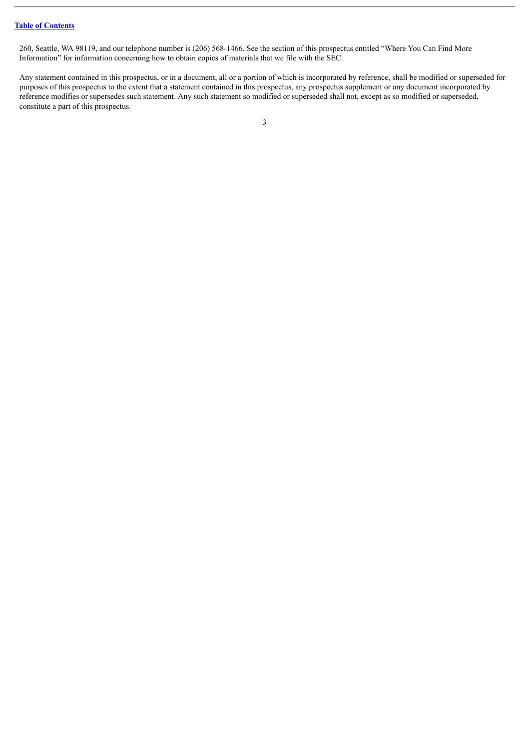260, Seattle, WA 98119, and our telephone number is (206) 568-1466. See the section of this prospectus entitled "Where You Can Find More Information" for information concerning how to obtain copies of materials that we file with the SEC.

Any statement contained in this prospectus, or in a document, all or a portion of which is incorporated by reference, shall be modified or superseded for purposes of this prospectus to the extent that a statement contained in this prospectus, any prospectus supplement or any document incorporated by reference modifies or supersedes such statement. Any such statement so modified or superseded shall not, except as so modified or superseded, constitute a part of this prospectus.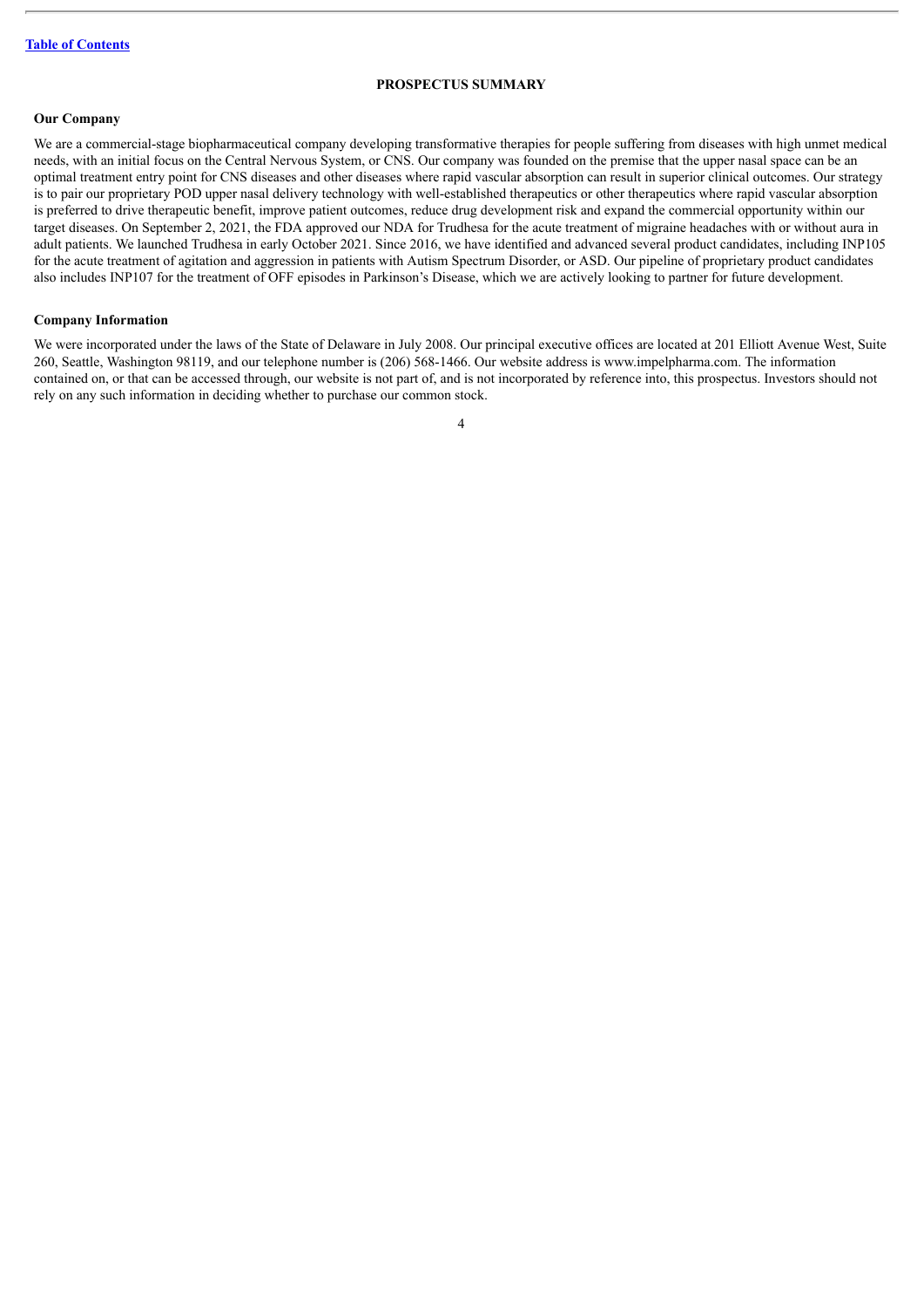## PROSPECTUS SUMMARY

### Our Company

We are a commercial-stage biopharmaceutical company developing transformative therapies for people suffering from diseases with high unmet medical needs, with an initial focus on the Central Nervous System, or CNS. Our company was founded on the premise that the upper nasal space can be an optimal treatment entry point for CNS diseases and other diseases where rapid vascular absorption can result in superior clinical outcomes. Our strategy is to pair our proprietary POD upper nasal delivery technology with well-established therapeutics or other therapeutics where rapid vascular absorption is preferred to drive therapeutic benefit, improve patient outcomes, reduce drug development risk and expand the commercial opportunity within our target diseases. On September 2, 2021, the FDA approved our NDA for Trudhesa for the acute treatment of migraine headaches with or without aura in adult patients. We launched Trudhesa in early October 2021. Since 2016, we have identified and advanced several product candidates, including INP105 for the acute treatment of agitation and aggression in patients with Autism Spectrum Disorder, or ASD. Our pipeline of proprietary product candidates also includes INP107 for the treatment of OFF episodes in Parkinson's Disease, which we are actively looking to partner for future development.

### Company Information

We were incorporated under the laws of the State of Delaware in July 2008. Our principal executive offices are located at 201 Elliott Avenue West, Suite 260, Seattle, Washington 98119, and our telephone number is (206) 568-1466. Our website address is www.impelpharma.com. The information contained on, or that can be accessed through, our website is not part of, and is not incorporated by reference into, this prospectus. Investors should not rely on any such information in deciding whether to purchase our common stock.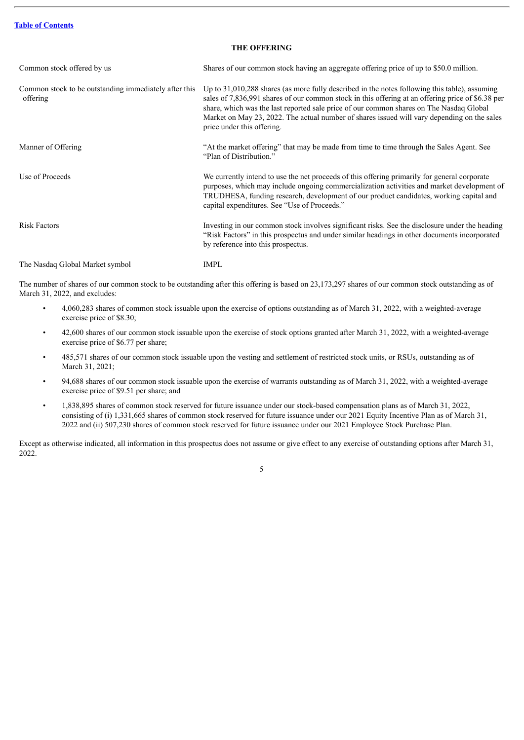## THE OFFERING

| | |
|---|---|
| Common stock offered by us | Shares of our common stock having an aggregate offering price of up to $50.0 million. |
| Common stock to be outstanding immediately after this offering | Up to 31,010,288 shares (as more fully described in the notes following this table), assuming sales of 7,836,991 shares of our common stock in this offering at an offering price of $6.38 per share, which was the last reported sale price of our common shares on The Nasdaq Global Market on May 23, 2022. The actual number of shares issued will vary depending on the sales price under this offering. |
| Manner of Offering | "At the market offering" that may be made from time to time through the Sales Agent. See "Plan of Distribution." |
| Use of Proceeds | We currently intend to use the net proceeds of this offering primarily for general corporate purposes, which may include ongoing commercialization activities and market development of TRUDHESA, funding research, development of our product candidates, working capital and capital expenditures. See "Use of Proceeds." |
| Risk Factors | Investing in our common stock involves significant risks. See the disclosure under the heading "Risk Factors" in this prospectus and under similar headings in other documents incorporated by reference into this prospectus. |
| The Nasdaq Global Market symbol | IMPL |

The number of shares of our common stock to be outstanding after this offering is based on 23,173,297 shares of our common stock outstanding as of March 31, 2022, and excludes:

- 4,060,283 shares of common stock issuable upon the exercise of options outstanding as of March 31, 2022, with a weighted-average exercise price of $8.30;
- 42,600 shares of our common stock issuable upon the exercise of stock options granted after March 31, 2022, with a weighted-average exercise price of $6.77 per share;
- 485,571 shares of our common stock issuable upon the vesting and settlement of restricted stock units, or RSUs, outstanding as of March 31, 2021;
- 94,688 shares of our common stock issuable upon the exercise of warrants outstanding as of March 31, 2022, with a weighted-average exercise price of $9.51 per share; and
- 1,838,895 shares of common stock reserved for future issuance under our stock-based compensation plans as of March 31, 2022, consisting of (i) 1,331,665 shares of common stock reserved for future issuance under our 2021 Equity Incentive Plan as of March 31, 2022 and (ii) 507,230 shares of common stock reserved for future issuance under our 2021 Employee Stock Purchase Plan.

Except as otherwise indicated, all information in this prospectus does not assume or give effect to any exercise of outstanding options after March 31, 2022.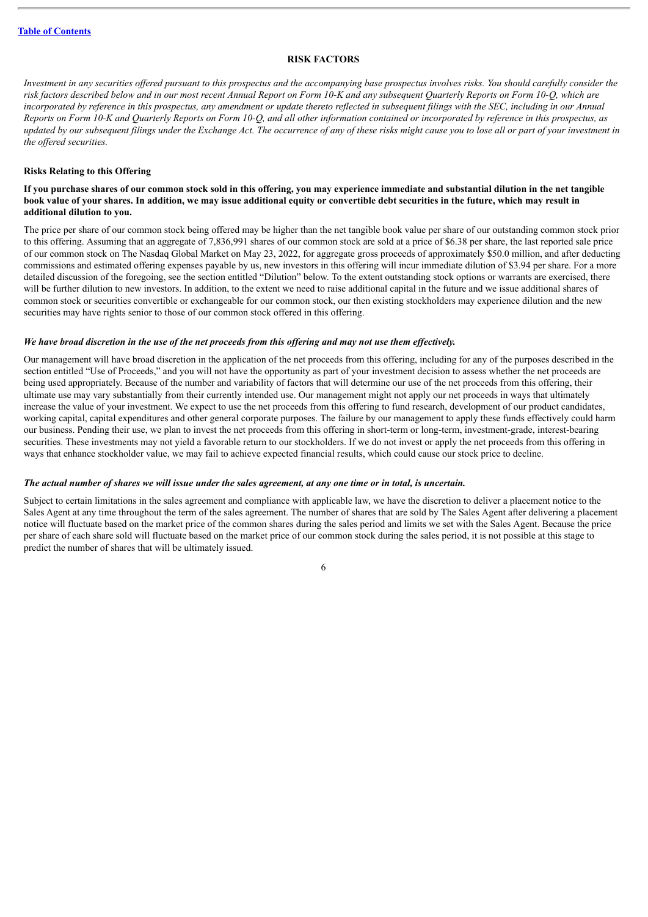## RISK FACTORS

*Investment in any securities offered pursuant to this prospectus and the accompanying base prospectus involves risks. You should carefully consider the risk factors described below and in our most recent Annual Report on Form 10-K and any subsequent Quarterly Reports on Form 10-Q, which are incorporated by reference in this prospectus, any amendment or update thereto reflected in subsequent filings with the SEC, including in our Annual Reports on Form 10-K and Quarterly Reports on Form 10-Q, and all other information contained or incorporated by reference in this prospectus, as updated by our subsequent filings under the Exchange Act. The occurrence of any of these risks might cause you to lose all or part of your investment in the offered securities.*

### Risks Relating to this Offering

**If you purchase shares of our common stock sold in this offering, you may experience immediate and substantial dilution in the net tangible book value of your shares. In addition, we may issue additional equity or convertible debt securities in the future, which may result in additional dilution to you.**

The price per share of our common stock being offered may be higher than the net tangible book value per share of our outstanding common stock prior to this offering. Assuming that an aggregate of 7,836,991 shares of our common stock are sold at a price of $6.38 per share, the last reported sale price of our common stock on The Nasdaq Global Market on May 23, 2022, for aggregate gross proceeds of approximately $50.0 million, and after deducting commissions and estimated offering expenses payable by us, new investors in this offering will incur immediate dilution of $3.94 per share. For a more detailed discussion of the foregoing, see the section entitled "Dilution" below. To the extent outstanding stock options or warrants are exercised, there will be further dilution to new investors. In addition, to the extent we need to raise additional capital in the future and we issue additional shares of common stock or securities convertible or exchangeable for our common stock, our then existing stockholders may experience dilution and the new securities may have rights senior to those of our common stock offered in this offering.

***We have broad discretion in the use of the net proceeds from this offering and may not use them effectively.***

Our management will have broad discretion in the application of the net proceeds from this offering, including for any of the purposes described in the section entitled "Use of Proceeds," and you will not have the opportunity as part of your investment decision to assess whether the net proceeds are being used appropriately. Because of the number and variability of factors that will determine our use of the net proceeds from this offering, their ultimate use may vary substantially from their currently intended use. Our management might not apply our net proceeds in ways that ultimately increase the value of your investment. We expect to use the net proceeds from this offering to fund research, development of our product candidates, working capital, capital expenditures and other general corporate purposes. The failure by our management to apply these funds effectively could harm our business. Pending their use, we plan to invest the net proceeds from this offering in short-term or long-term, investment-grade, interest-bearing securities. These investments may not yield a favorable return to our stockholders. If we do not invest or apply the net proceeds from this offering in ways that enhance stockholder value, we may fail to achieve expected financial results, which could cause our stock price to decline.

***The actual number of shares we will issue under the sales agreement, at any one time or in total, is uncertain.***

Subject to certain limitations in the sales agreement and compliance with applicable law, we have the discretion to deliver a placement notice to the Sales Agent at any time throughout the term of the sales agreement. The number of shares that are sold by The Sales Agent after delivering a placement notice will fluctuate based on the market price of the common shares during the sales period and limits we set with the Sales Agent. Because the price per share of each share sold will fluctuate based on the market price of our common stock during the sales period, it is not possible at this stage to predict the number of shares that will be ultimately issued.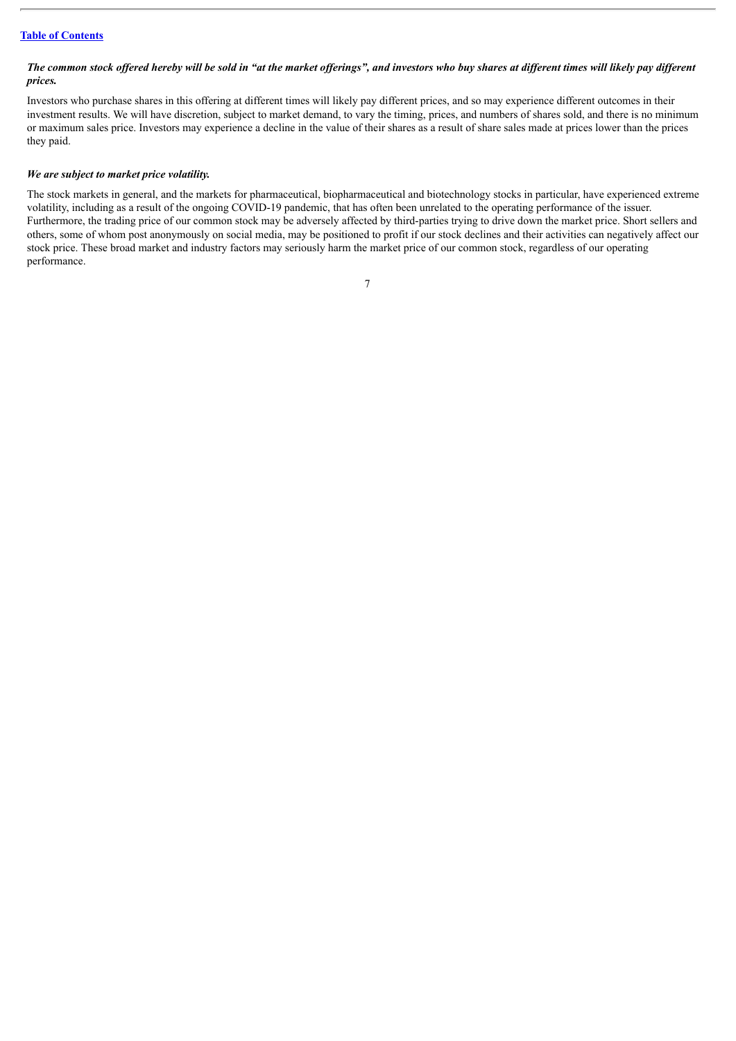***The common stock offered hereby will be sold in "at the market offerings", and investors who buy shares at different times will likely pay different prices.***

Investors who purchase shares in this offering at different times will likely pay different prices, and so may experience different outcomes in their investment results. We will have discretion, subject to market demand, to vary the timing, prices, and numbers of shares sold, and there is no minimum or maximum sales price. Investors may experience a decline in the value of their shares as a result of share sales made at prices lower than the prices they paid.

***We are subject to market price volatility.***

The stock markets in general, and the markets for pharmaceutical, biopharmaceutical and biotechnology stocks in particular, have experienced extreme volatility, including as a result of the ongoing COVID-19 pandemic, that has often been unrelated to the operating performance of the issuer. Furthermore, the trading price of our common stock may be adversely affected by third-parties trying to drive down the market price. Short sellers and others, some of whom post anonymously on social media, may be positioned to profit if our stock declines and their activities can negatively affect our stock price. These broad market and industry factors may seriously harm the market price of our common stock, regardless of our operating performance.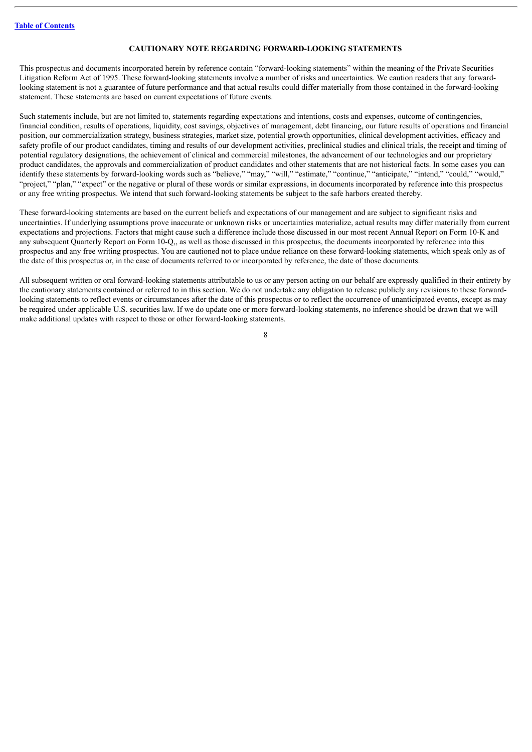**Table of Contents**

## CAUTIONARY NOTE REGARDING FORWARD-LOOKING STATEMENTS

This prospectus and documents incorporated herein by reference contain "forward-looking statements" within the meaning of the Private Securities Litigation Reform Act of 1995. These forward-looking statements involve a number of risks and uncertainties. We caution readers that any forward-looking statement is not a guarantee of future performance and that actual results could differ materially from those contained in the forward-looking statement. These statements are based on current expectations of future events.

Such statements include, but are not limited to, statements regarding expectations and intentions, costs and expenses, outcome of contingencies, financial condition, results of operations, liquidity, cost savings, objectives of management, debt financing, our future results of operations and financial position, our commercialization strategy, business strategies, market size, potential growth opportunities, clinical development activities, efficacy and safety profile of our product candidates, timing and results of our development activities, preclinical studies and clinical trials, the receipt and timing of potential regulatory designations, the achievement of clinical and commercial milestones, the advancement of our technologies and our proprietary product candidates, the approvals and commercialization of product candidates and other statements that are not historical facts. In some cases you can identify these statements by forward-looking words such as "believe," "may," "will," "estimate," "continue," "anticipate," "intend," "could," "would," "project," "plan," "expect" or the negative or plural of these words or similar expressions, in documents incorporated by reference into this prospectus or any free writing prospectus. We intend that such forward-looking statements be subject to the safe harbors created thereby.

These forward-looking statements are based on the current beliefs and expectations of our management and are subject to significant risks and uncertainties. If underlying assumptions prove inaccurate or unknown risks or uncertainties materialize, actual results may differ materially from current expectations and projections. Factors that might cause such a difference include those discussed in our most recent Annual Report on Form 10-K and any subsequent Quarterly Report on Form 10-Q,, as well as those discussed in this prospectus, the documents incorporated by reference into this prospectus and any free writing prospectus. You are cautioned not to place undue reliance on these forward-looking statements, which speak only as of the date of this prospectus or, in the case of documents referred to or incorporated by reference, the date of those documents.

All subsequent written or oral forward-looking statements attributable to us or any person acting on our behalf are expressly qualified in their entirety by the cautionary statements contained or referred to in this section. We do not undertake any obligation to release publicly any revisions to these forward-looking statements to reflect events or circumstances after the date of this prospectus or to reflect the occurrence of unanticipated events, except as may be required under applicable U.S. securities law. If we do update one or more forward-looking statements, no inference should be drawn that we will make additional updates with respect to those or other forward-looking statements.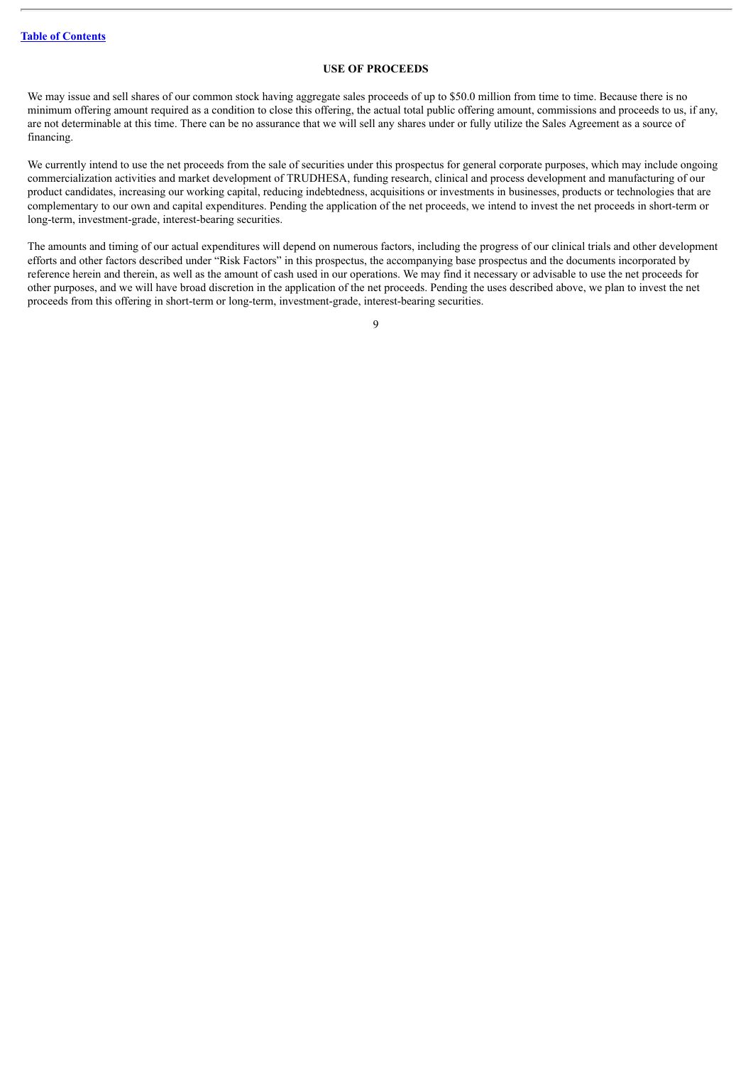## USE OF PROCEEDS

We may issue and sell shares of our common stock having aggregate sales proceeds of up to $50.0 million from time to time. Because there is no minimum offering amount required as a condition to close this offering, the actual total public offering amount, commissions and proceeds to us, if any, are not determinable at this time. There can be no assurance that we will sell any shares under or fully utilize the Sales Agreement as a source of financing.

We currently intend to use the net proceeds from the sale of securities under this prospectus for general corporate purposes, which may include ongoing commercialization activities and market development of TRUDHESA, funding research, clinical and process development and manufacturing of our product candidates, increasing our working capital, reducing indebtedness, acquisitions or investments in businesses, products or technologies that are complementary to our own and capital expenditures. Pending the application of the net proceeds, we intend to invest the net proceeds in short-term or long-term, investment-grade, interest-bearing securities.

The amounts and timing of our actual expenditures will depend on numerous factors, including the progress of our clinical trials and other development efforts and other factors described under "Risk Factors" in this prospectus, the accompanying base prospectus and the documents incorporated by reference herein and therein, as well as the amount of cash used in our operations. We may find it necessary or advisable to use the net proceeds for other purposes, and we will have broad discretion in the application of the net proceeds. Pending the uses described above, we plan to invest the net proceeds from this offering in short-term or long-term, investment-grade, interest-bearing securities.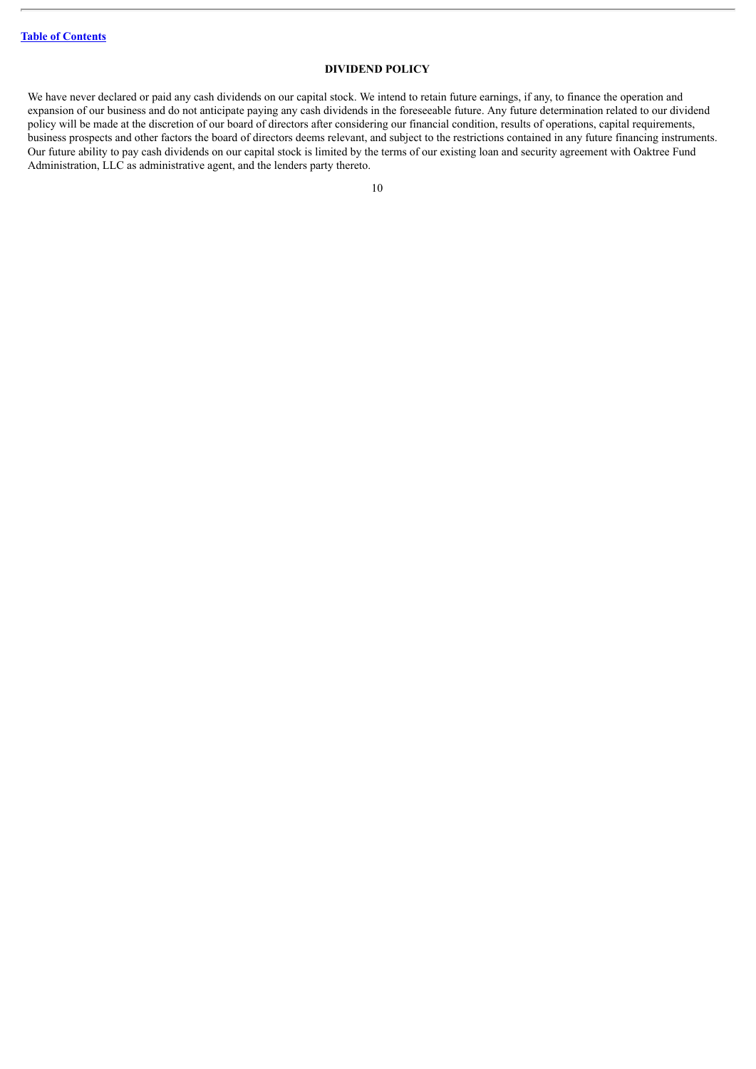## DIVIDEND POLICY

We have never declared or paid any cash dividends on our capital stock. We intend to retain future earnings, if any, to finance the operation and expansion of our business and do not anticipate paying any cash dividends in the foreseeable future. Any future determination related to our dividend policy will be made at the discretion of our board of directors after considering our financial condition, results of operations, capital requirements, business prospects and other factors the board of directors deems relevant, and subject to the restrictions contained in any future financing instruments. Our future ability to pay cash dividends on our capital stock is limited by the terms of our existing loan and security agreement with Oaktree Fund Administration, LLC as administrative agent, and the lenders party thereto.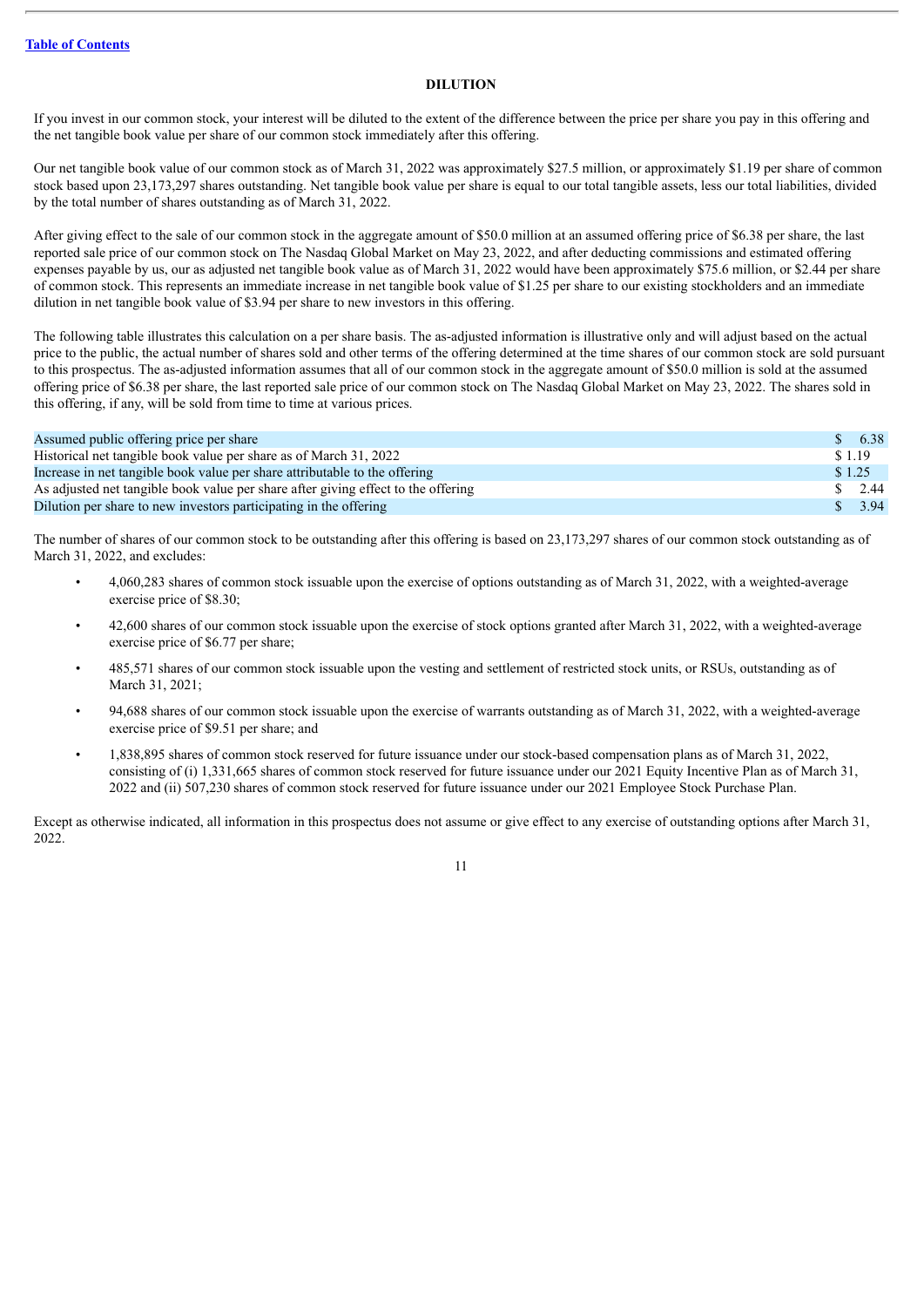[Table of Contents](#)

## DILUTION

If you invest in our common stock, your interest will be diluted to the extent of the difference between the price per share you pay in this offering and the net tangible book value per share of our common stock immediately after this offering.

Our net tangible book value of our common stock as of March 31, 2022 was approximately $27.5 million, or approximately $1.19 per share of common stock based upon 23,173,297 shares outstanding. Net tangible book value per share is equal to our total tangible assets, less our total liabilities, divided by the total number of shares outstanding as of March 31, 2022.

After giving effect to the sale of our common stock in the aggregate amount of $50.0 million at an assumed offering price of $6.38 per share, the last reported sale price of our common stock on The Nasdaq Global Market on May 23, 2022, and after deducting commissions and estimated offering expenses payable by us, our as adjusted net tangible book value as of March 31, 2022 would have been approximately $75.6 million, or $2.44 per share of common stock. This represents an immediate increase in net tangible book value of $1.25 per share to our existing stockholders and an immediate dilution in net tangible book value of $3.94 per share to new investors in this offering.

The following table illustrates this calculation on a per share basis. The as-adjusted information is illustrative only and will adjust based on the actual price to the public, the actual number of shares sold and other terms of the offering determined at the time shares of our common stock are sold pursuant to this prospectus. The as-adjusted information assumes that all of our common stock in the aggregate amount of $50.0 million is sold at the assumed offering price of $6.38 per share, the last reported sale price of our common stock on The Nasdaq Global Market on May 23, 2022. The shares sold in this offering, if any, will be sold from time to time at various prices.

| | |
|---|---|
| Assumed public offering price per share | $ 6.38 |
| Historical net tangible book value per share as of March 31, 2022 | $ 1.19 |
| Increase in net tangible book value per share attributable to the offering | $ 1.25 |
| As adjusted net tangible book value per share after giving effect to the offering | $ 2.44 |
| Dilution per share to new investors participating in the offering | $ 3.94 |

The number of shares of our common stock to be outstanding after this offering is based on 23,173,297 shares of our common stock outstanding as of March 31, 2022, and excludes:

- 4,060,283 shares of common stock issuable upon the exercise of options outstanding as of March 31, 2022, with a weighted-average exercise price of $8.30;
- 42,600 shares of our common stock issuable upon the exercise of stock options granted after March 31, 2022, with a weighted-average exercise price of $6.77 per share;
- 485,571 shares of our common stock issuable upon the vesting and settlement of restricted stock units, or RSUs, outstanding as of March 31, 2021;
- 94,688 shares of our common stock issuable upon the exercise of warrants outstanding as of March 31, 2022, with a weighted-average exercise price of $9.51 per share; and
- 1,838,895 shares of common stock reserved for future issuance under our stock-based compensation plans as of March 31, 2022, consisting of (i) 1,331,665 shares of common stock reserved for future issuance under our 2021 Equity Incentive Plan as of March 31, 2022 and (ii) 507,230 shares of common stock reserved for future issuance under our 2021 Employee Stock Purchase Plan.

Except as otherwise indicated, all information in this prospectus does not assume or give effect to any exercise of outstanding options after March 31, 2022.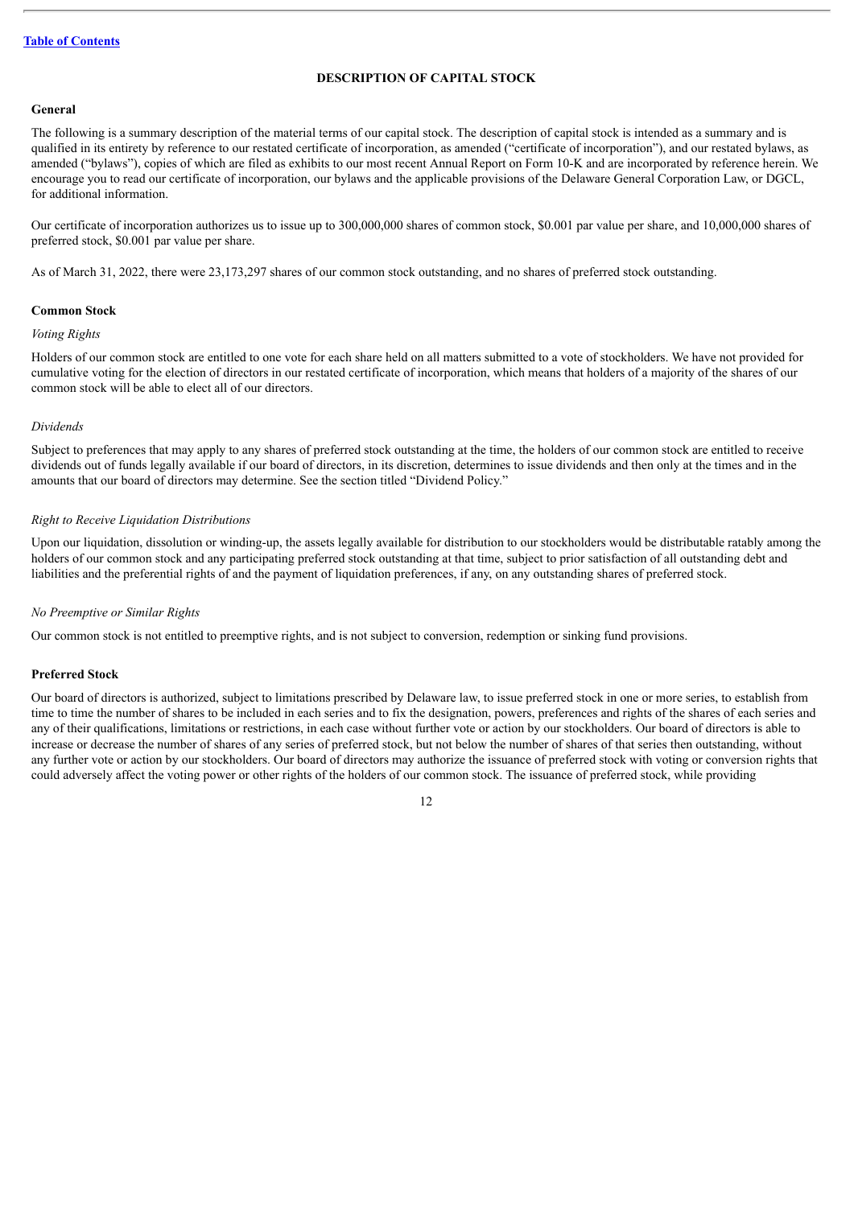## DESCRIPTION OF CAPITAL STOCK

### General

The following is a summary description of the material terms of our capital stock. The description of capital stock is intended as a summary and is qualified in its entirety by reference to our restated certificate of incorporation, as amended ("certificate of incorporation"), and our restated bylaws, as amended ("bylaws"), copies of which are filed as exhibits to our most recent Annual Report on Form 10-K and are incorporated by reference herein. We encourage you to read our certificate of incorporation, our bylaws and the applicable provisions of the Delaware General Corporation Law, or DGCL, for additional information.

Our certificate of incorporation authorizes us to issue up to 300,000,000 shares of common stock, $0.001 par value per share, and 10,000,000 shares of preferred stock, $0.001 par value per share.

As of March 31, 2022, there were 23,173,297 shares of our common stock outstanding, and no shares of preferred stock outstanding.

### Common Stock

*Voting Rights*

Holders of our common stock are entitled to one vote for each share held on all matters submitted to a vote of stockholders. We have not provided for cumulative voting for the election of directors in our restated certificate of incorporation, which means that holders of a majority of the shares of our common stock will be able to elect all of our directors.

*Dividends*

Subject to preferences that may apply to any shares of preferred stock outstanding at the time, the holders of our common stock are entitled to receive dividends out of funds legally available if our board of directors, in its discretion, determines to issue dividends and then only at the times and in the amounts that our board of directors may determine. See the section titled "Dividend Policy."

*Right to Receive Liquidation Distributions*

Upon our liquidation, dissolution or winding-up, the assets legally available for distribution to our stockholders would be distributable ratably among the holders of our common stock and any participating preferred stock outstanding at that time, subject to prior satisfaction of all outstanding debt and liabilities and the preferential rights of and the payment of liquidation preferences, if any, on any outstanding shares of preferred stock.

*No Preemptive or Similar Rights*

Our common stock is not entitled to preemptive rights, and is not subject to conversion, redemption or sinking fund provisions.

### Preferred Stock

Our board of directors is authorized, subject to limitations prescribed by Delaware law, to issue preferred stock in one or more series, to establish from time to time the number of shares to be included in each series and to fix the designation, powers, preferences and rights of the shares of each series and any of their qualifications, limitations or restrictions, in each case without further vote or action by our stockholders. Our board of directors is able to increase or decrease the number of shares of any series of preferred stock, but not below the number of shares of that series then outstanding, without any further vote or action by our stockholders. Our board of directors may authorize the issuance of preferred stock with voting or conversion rights that could adversely affect the voting power or other rights of the holders of our common stock. The issuance of preferred stock, while providing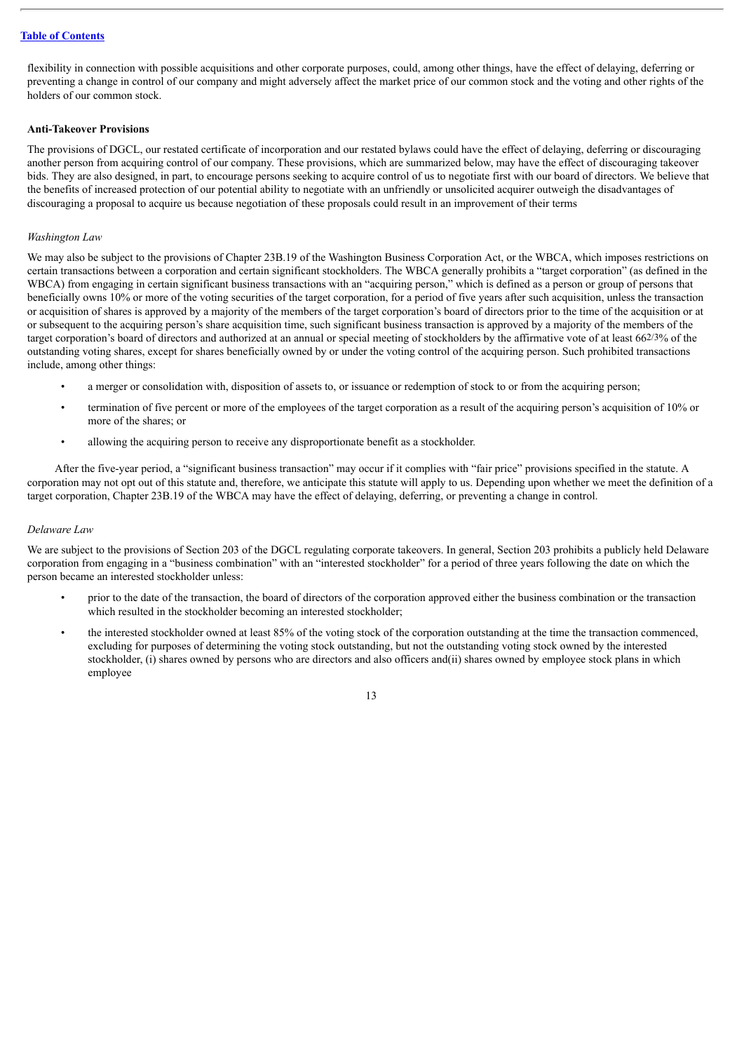flexibility in connection with possible acquisitions and other corporate purposes, could, among other things, have the effect of delaying, deferring or preventing a change in control of our company and might adversely affect the market price of our common stock and the voting and other rights of the holders of our common stock.

**Anti-Takeover Provisions**

The provisions of DGCL, our restated certificate of incorporation and our restated bylaws could have the effect of delaying, deferring or discouraging another person from acquiring control of our company. These provisions, which are summarized below, may have the effect of discouraging takeover bids. They are also designed, in part, to encourage persons seeking to acquire control of us to negotiate first with our board of directors. We believe that the benefits of increased protection of our potential ability to negotiate with an unfriendly or unsolicited acquirer outweigh the disadvantages of discouraging a proposal to acquire us because negotiation of these proposals could result in an improvement of their terms

*Washington Law*

We may also be subject to the provisions of Chapter 23B.19 of the Washington Business Corporation Act, or the WBCA, which imposes restrictions on certain transactions between a corporation and certain significant stockholders. The WBCA generally prohibits a "target corporation" (as defined in the WBCA) from engaging in certain significant business transactions with an "acquiring person," which is defined as a person or group of persons that beneficially owns 10% or more of the voting securities of the target corporation, for a period of five years after such acquisition, unless the transaction or acquisition of shares is approved by a majority of the members of the target corporation's board of directors prior to the time of the acquisition or at or subsequent to the acquiring person's share acquisition time, such significant business transaction is approved by a majority of the members of the target corporation's board of directors and authorized at an annual or special meeting of stockholders by the affirmative vote of at least 66 2/3% of the outstanding voting shares, except for shares beneficially owned by or under the voting control of the acquiring person. Such prohibited transactions include, among other things:

- a merger or consolidation with, disposition of assets to, or issuance or redemption of stock to or from the acquiring person;
- termination of five percent or more of the employees of the target corporation as a result of the acquiring person's acquisition of 10% or more of the shares; or
- allowing the acquiring person to receive any disproportionate benefit as a stockholder.

After the five-year period, a "significant business transaction" may occur if it complies with "fair price" provisions specified in the statute. A corporation may not opt out of this statute and, therefore, we anticipate this statute will apply to us. Depending upon whether we meet the definition of a target corporation, Chapter 23B.19 of the WBCA may have the effect of delaying, deferring, or preventing a change in control.

*Delaware Law*

We are subject to the provisions of Section 203 of the DGCL regulating corporate takeovers. In general, Section 203 prohibits a publicly held Delaware corporation from engaging in a "business combination" with an "interested stockholder" for a period of three years following the date on which the person became an interested stockholder unless:

- prior to the date of the transaction, the board of directors of the corporation approved either the business combination or the transaction which resulted in the stockholder becoming an interested stockholder;
- the interested stockholder owned at least 85% of the voting stock of the corporation outstanding at the time the transaction commenced, excluding for purposes of determining the voting stock outstanding, but not the outstanding voting stock owned by the interested stockholder, (i) shares owned by persons who are directors and also officers and(ii) shares owned by employee stock plans in which employee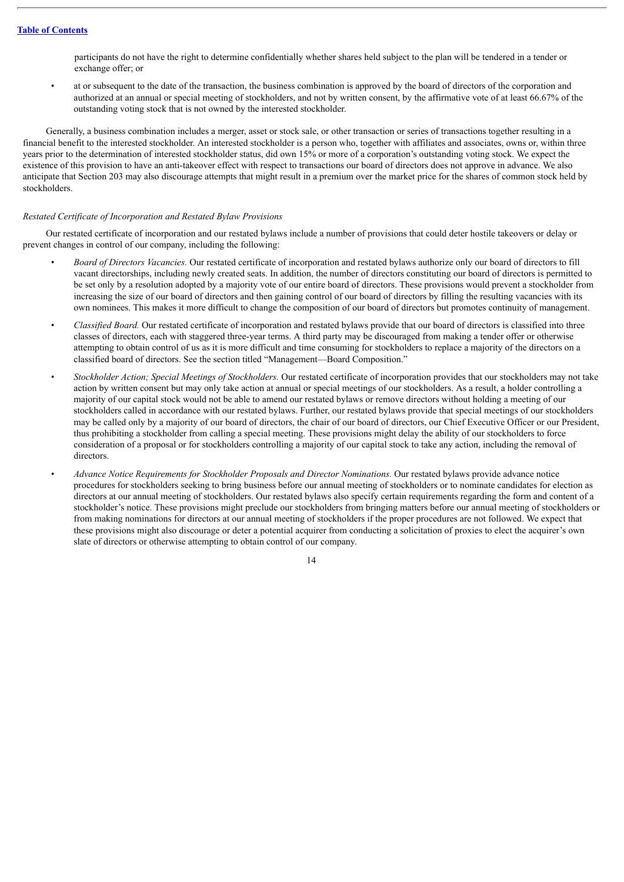participants do not have the right to determine confidentially whether shares held subject to the plan will be tendered in a tender or exchange offer; or

- at or subsequent to the date of the transaction, the business combination is approved by the board of directors of the corporation and authorized at an annual or special meeting of stockholders, and not by written consent, by the affirmative vote of at least 66.67% of the outstanding voting stock that is not owned by the interested stockholder.

Generally, a business combination includes a merger, asset or stock sale, or other transaction or series of transactions together resulting in a financial benefit to the interested stockholder. An interested stockholder is a person who, together with affiliates and associates, owns or, within three years prior to the determination of interested stockholder status, did own 15% or more of a corporation's outstanding voting stock. We expect the existence of this provision to have an anti-takeover effect with respect to transactions our board of directors does not approve in advance. We also anticipate that Section 203 may also discourage attempts that might result in a premium over the market price for the shares of common stock held by stockholders.

*Restated Certificate of Incorporation and Restated Bylaw Provisions*

Our restated certificate of incorporation and our restated bylaws include a number of provisions that could deter hostile takeovers or delay or prevent changes in control of our company, including the following:

- *Board of Directors Vacancies.* Our restated certificate of incorporation and restated bylaws authorize only our board of directors to fill vacant directorships, including newly created seats. In addition, the number of directors constituting our board of directors is permitted to be set only by a resolution adopted by a majority vote of our entire board of directors. These provisions would prevent a stockholder from increasing the size of our board of directors and then gaining control of our board of directors by filling the resulting vacancies with its own nominees. This makes it more difficult to change the composition of our board of directors but promotes continuity of management.
- *Classified Board.* Our restated certificate of incorporation and restated bylaws provide that our board of directors is classified into three classes of directors, each with staggered three-year terms. A third party may be discouraged from making a tender offer or otherwise attempting to obtain control of us as it is more difficult and time consuming for stockholders to replace a majority of the directors on a classified board of directors. See the section titled "Management—Board Composition."
- *Stockholder Action; Special Meetings of Stockholders.* Our restated certificate of incorporation provides that our stockholders may not take action by written consent but may only take action at annual or special meetings of our stockholders. As a result, a holder controlling a majority of our capital stock would not be able to amend our restated bylaws or remove directors without holding a meeting of our stockholders called in accordance with our restated bylaws. Further, our restated bylaws provide that special meetings of our stockholders may be called only by a majority of our board of directors, the chair of our board of directors, our Chief Executive Officer or our President, thus prohibiting a stockholder from calling a special meeting. These provisions might delay the ability of our stockholders to force consideration of a proposal or for stockholders controlling a majority of our capital stock to take any action, including the removal of directors.
- *Advance Notice Requirements for Stockholder Proposals and Director Nominations.* Our restated bylaws provide advance notice procedures for stockholders seeking to bring business before our annual meeting of stockholders or to nominate candidates for election as directors at our annual meeting of stockholders. Our restated bylaws also specify certain requirements regarding the form and content of a stockholder's notice. These provisions might preclude our stockholders from bringing matters before our annual meeting of stockholders or from making nominations for directors at our annual meeting of stockholders if the proper procedures are not followed. We expect that these provisions might also discourage or deter a potential acquirer from conducting a solicitation of proxies to elect the acquirer's own slate of directors or otherwise attempting to obtain control of our company.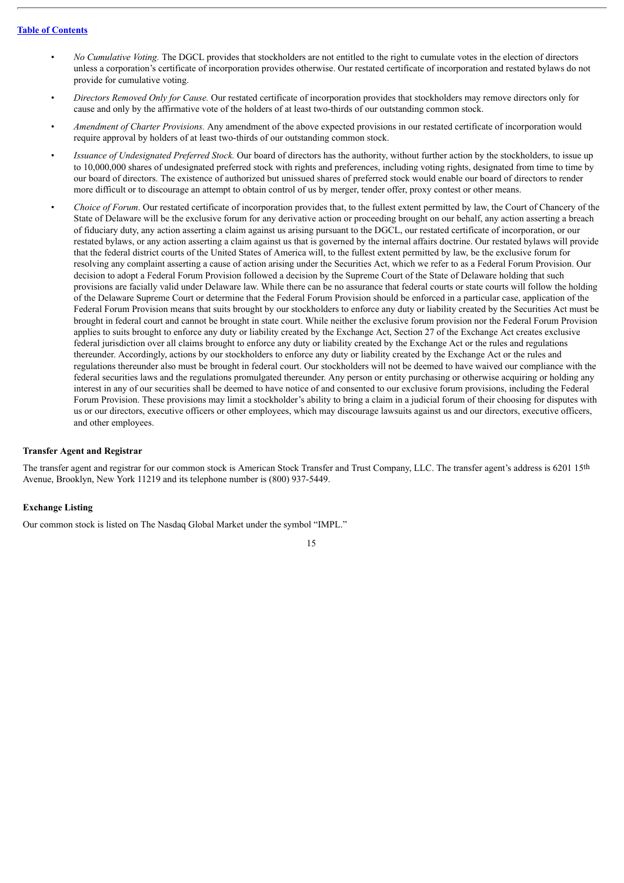- *No Cumulative Voting.* The DGCL provides that stockholders are not entitled to the right to cumulate votes in the election of directors unless a corporation's certificate of incorporation provides otherwise. Our restated certificate of incorporation and restated bylaws do not provide for cumulative voting.
- *Directors Removed Only for Cause.* Our restated certificate of incorporation provides that stockholders may remove directors only for cause and only by the affirmative vote of the holders of at least two-thirds of our outstanding common stock.
- *Amendment of Charter Provisions.* Any amendment of the above expected provisions in our restated certificate of incorporation would require approval by holders of at least two-thirds of our outstanding common stock.
- *Issuance of Undesignated Preferred Stock.* Our board of directors has the authority, without further action by the stockholders, to issue up to 10,000,000 shares of undesignated preferred stock with rights and preferences, including voting rights, designated from time to time by our board of directors. The existence of authorized but unissued shares of preferred stock would enable our board of directors to render more difficult or to discourage an attempt to obtain control of us by merger, tender offer, proxy contest or other means.
- *Choice of Forum*. Our restated certificate of incorporation provides that, to the fullest extent permitted by law, the Court of Chancery of the State of Delaware will be the exclusive forum for any derivative action or proceeding brought on our behalf, any action asserting a breach of fiduciary duty, any action asserting a claim against us arising pursuant to the DGCL, our restated certificate of incorporation, or our restated bylaws, or any action asserting a claim against us that is governed by the internal affairs doctrine. Our restated bylaws will provide that the federal district courts of the United States of America will, to the fullest extent permitted by law, be the exclusive forum for resolving any complaint asserting a cause of action arising under the Securities Act, which we refer to as a Federal Forum Provision. Our decision to adopt a Federal Forum Provision followed a decision by the Supreme Court of the State of Delaware holding that such provisions are facially valid under Delaware law. While there can be no assurance that federal courts or state courts will follow the holding of the Delaware Supreme Court or determine that the Federal Forum Provision should be enforced in a particular case, application of the Federal Forum Provision means that suits brought by our stockholders to enforce any duty or liability created by the Securities Act must be brought in federal court and cannot be brought in state court. While neither the exclusive forum provision nor the Federal Forum Provision applies to suits brought to enforce any duty or liability created by the Exchange Act, Section 27 of the Exchange Act creates exclusive federal jurisdiction over all claims brought to enforce any duty or liability created by the Exchange Act or the rules and regulations thereunder. Accordingly, actions by our stockholders to enforce any duty or liability created by the Exchange Act or the rules and regulations thereunder also must be brought in federal court. Our stockholders will not be deemed to have waived our compliance with the federal securities laws and the regulations promulgated thereunder. Any person or entity purchasing or otherwise acquiring or holding any interest in any of our securities shall be deemed to have notice of and consented to our exclusive forum provisions, including the Federal Forum Provision. These provisions may limit a stockholder's ability to bring a claim in a judicial forum of their choosing for disputes with us or our directors, executive officers or other employees, which may discourage lawsuits against us and our directors, executive officers, and other employees.

### Transfer Agent and Registrar

The transfer agent and registrar for our common stock is American Stock Transfer and Trust Company, LLC. The transfer agent's address is 6201 15th Avenue, Brooklyn, New York 11219 and its telephone number is (800) 937-5449.

### Exchange Listing

Our common stock is listed on The Nasdaq Global Market under the symbol "IMPL."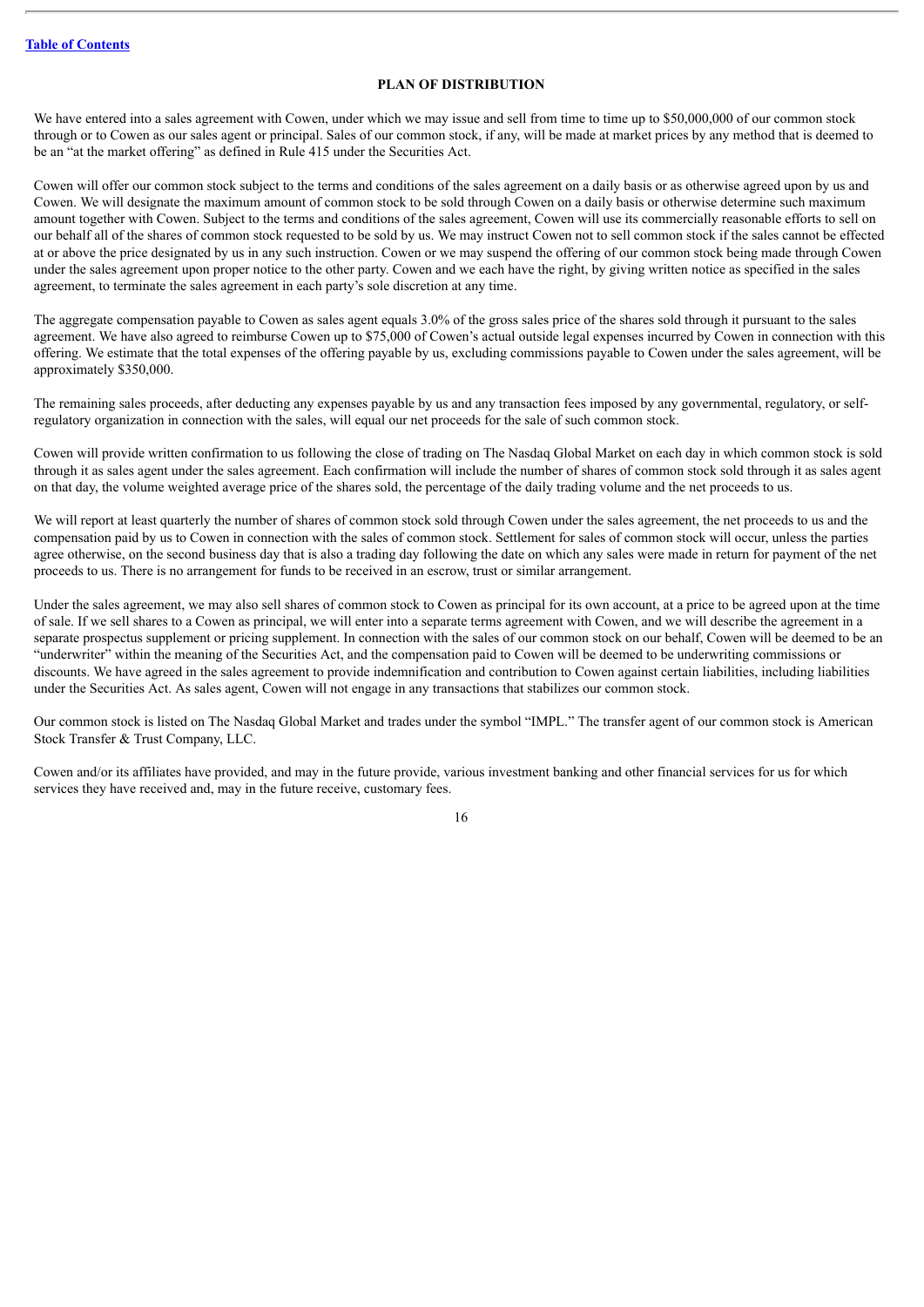[Table of Contents](#)

## PLAN OF DISTRIBUTION

We have entered into a sales agreement with Cowen, under which we may issue and sell from time to time up to $50,000,000 of our common stock through or to Cowen as our sales agent or principal. Sales of our common stock, if any, will be made at market prices by any method that is deemed to be an "at the market offering" as defined in Rule 415 under the Securities Act.

Cowen will offer our common stock subject to the terms and conditions of the sales agreement on a daily basis or as otherwise agreed upon by us and Cowen. We will designate the maximum amount of common stock to be sold through Cowen on a daily basis or otherwise determine such maximum amount together with Cowen. Subject to the terms and conditions of the sales agreement, Cowen will use its commercially reasonable efforts to sell on our behalf all of the shares of common stock requested to be sold by us. We may instruct Cowen not to sell common stock if the sales cannot be effected at or above the price designated by us in any such instruction. Cowen or we may suspend the offering of our common stock being made through Cowen under the sales agreement upon proper notice to the other party. Cowen and we each have the right, by giving written notice as specified in the sales agreement, to terminate the sales agreement in each party's sole discretion at any time.

The aggregate compensation payable to Cowen as sales agent equals 3.0% of the gross sales price of the shares sold through it pursuant to the sales agreement. We have also agreed to reimburse Cowen up to $75,000 of Cowen's actual outside legal expenses incurred by Cowen in connection with this offering. We estimate that the total expenses of the offering payable by us, excluding commissions payable to Cowen under the sales agreement, will be approximately $350,000.

The remaining sales proceeds, after deducting any expenses payable by us and any transaction fees imposed by any governmental, regulatory, or self-regulatory organization in connection with the sales, will equal our net proceeds for the sale of such common stock.

Cowen will provide written confirmation to us following the close of trading on The Nasdaq Global Market on each day in which common stock is sold through it as sales agent under the sales agreement. Each confirmation will include the number of shares of common stock sold through it as sales agent on that day, the volume weighted average price of the shares sold, the percentage of the daily trading volume and the net proceeds to us.

We will report at least quarterly the number of shares of common stock sold through Cowen under the sales agreement, the net proceeds to us and the compensation paid by us to Cowen in connection with the sales of common stock. Settlement for sales of common stock will occur, unless the parties agree otherwise, on the second business day that is also a trading day following the date on which any sales were made in return for payment of the net proceeds to us. There is no arrangement for funds to be received in an escrow, trust or similar arrangement.

Under the sales agreement, we may also sell shares of common stock to Cowen as principal for its own account, at a price to be agreed upon at the time of sale. If we sell shares to a Cowen as principal, we will enter into a separate terms agreement with Cowen, and we will describe the agreement in a separate prospectus supplement or pricing supplement. In connection with the sales of our common stock on our behalf, Cowen will be deemed to be an "underwriter" within the meaning of the Securities Act, and the compensation paid to Cowen will be deemed to be underwriting commissions or discounts. We have agreed in the sales agreement to provide indemnification and contribution to Cowen against certain liabilities, including liabilities under the Securities Act. As sales agent, Cowen will not engage in any transactions that stabilizes our common stock.

Our common stock is listed on The Nasdaq Global Market and trades under the symbol "IMPL." The transfer agent of our common stock is American Stock Transfer & Trust Company, LLC.

Cowen and/or its affiliates have provided, and may in the future provide, various investment banking and other financial services for us for which services they have received and, may in the future receive, customary fees.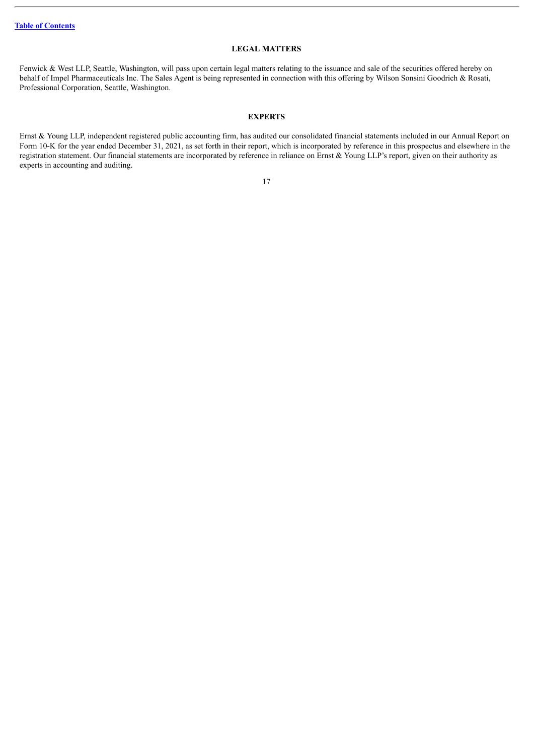## LEGAL MATTERS

Fenwick & West LLP, Seattle, Washington, will pass upon certain legal matters relating to the issuance and sale of the securities offered hereby on behalf of Impel Pharmaceuticals Inc. The Sales Agent is being represented in connection with this offering by Wilson Sonsini Goodrich & Rosati, Professional Corporation, Seattle, Washington.

## EXPERTS

Ernst & Young LLP, independent registered public accounting firm, has audited our consolidated financial statements included in our Annual Report on Form 10-K for the year ended December 31, 2021, as set forth in their report, which is incorporated by reference in this prospectus and elsewhere in the registration statement. Our financial statements are incorporated by reference in reliance on Ernst & Young LLP's report, given on their authority as experts in accounting and auditing.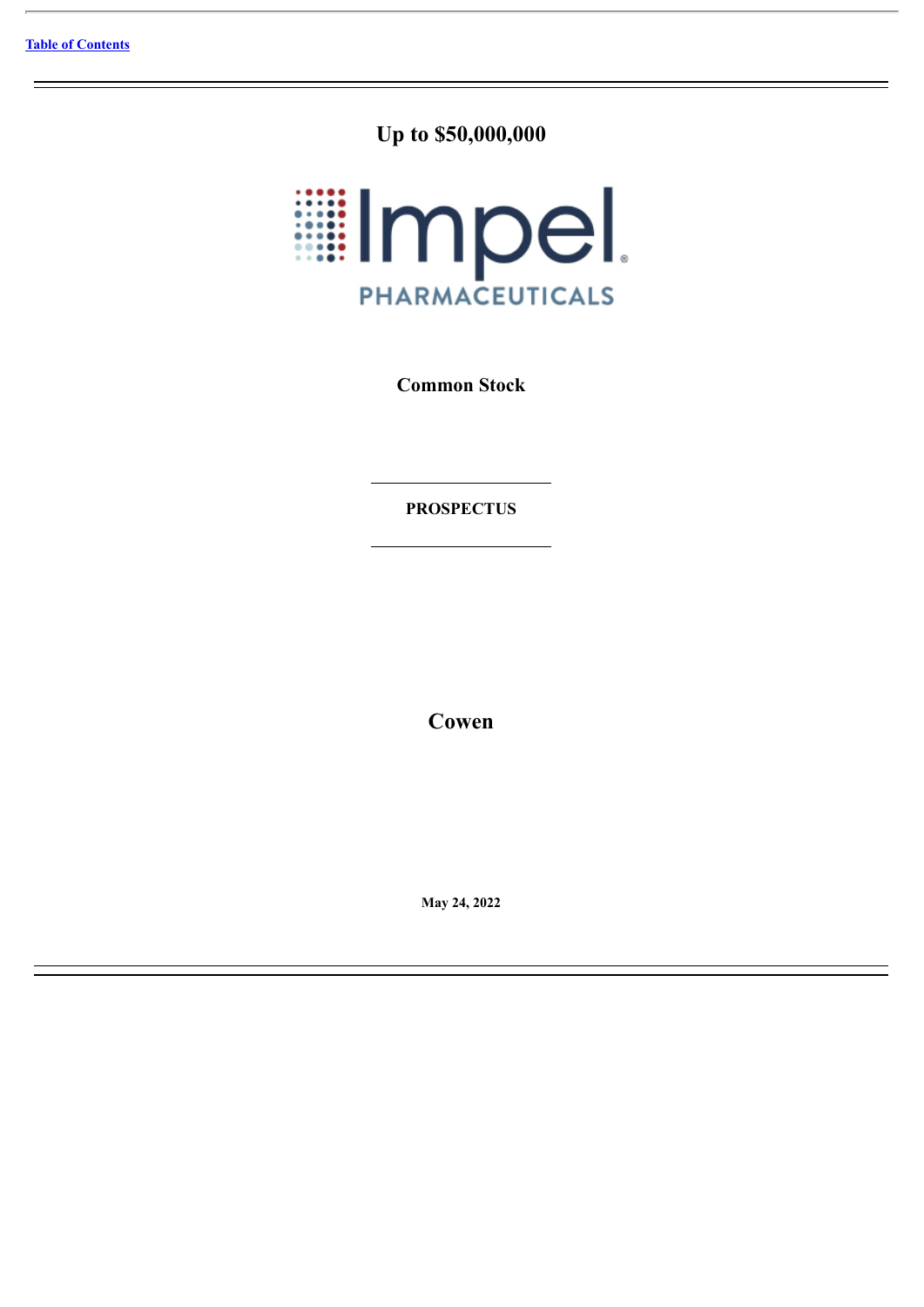[Table of Contents](#)

# Up to $50,000,000

Impel

PHARMACEUTICALS

**Common Stock**

---

**PROSPECTUS**

---

## Cowen

**May 24, 2022**